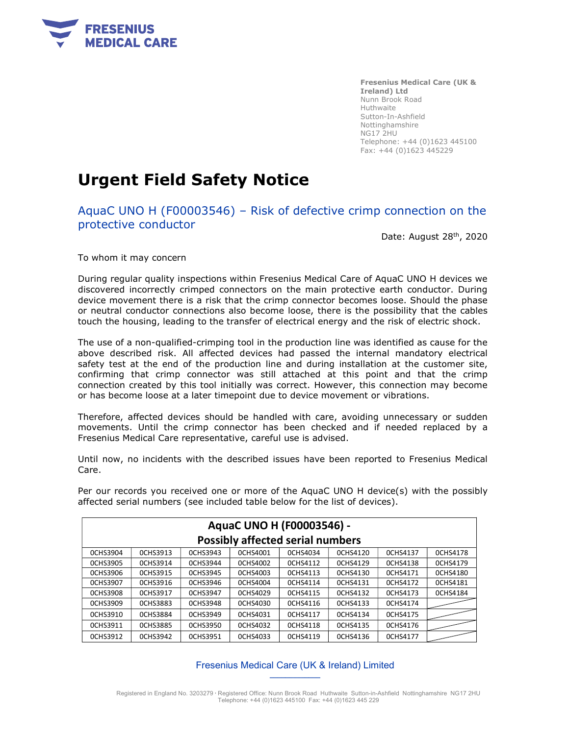FRESENIUS MEDICAL CARE

**Fresenius Medical Care (UK & Ireland) Ltd**
Nunn Brook Road
Huthwaite
Sutton-In-Ashfield
Nottinghamshire
NG17 2HU
Telephone: +44 (0)1623 445100
Fax: +44 (0)1623 445229

# Urgent Field Safety Notice

## AquaC UNO H (F00003546) – Risk of defective crimp connection on the protective conductor

Date: August 28th, 2020

To whom it may concern

During regular quality inspections within Fresenius Medical Care of AquaC UNO H devices we discovered incorrectly crimped connectors on the main protective earth conductor. During device movement there is a risk that the crimp connector becomes loose. Should the phase or neutral conductor connections also become loose, there is the possibility that the cables touch the housing, leading to the transfer of electrical energy and the risk of electric shock.

The use of a non-qualified-crimping tool in the production line was identified as cause for the above described risk. All affected devices had passed the internal mandatory electrical safety test at the end of the production line and during installation at the customer site, confirming that crimp connector was still attached at this point and that the crimp connection created by this tool initially was correct. However, this connection may become or has become loose at a later timepoint due to device movement or vibrations.

Therefore, affected devices should be handled with care, avoiding unnecessary or sudden movements. Until the crimp connector has been checked and if needed replaced by a Fresenius Medical Care representative, careful use is advised.

Until now, no incidents with the described issues have been reported to Fresenius Medical Care.

Per our records you received one or more of the AquaC UNO H device(s) with the possibly affected serial numbers (see included table below for the list of devices).

| AquaC UNO H (F00003546) - Possibly affected serial numbers | | | | | | | |
|---|---|---|---|---|---|---|---|
| 0CHS3904 | 0CHS3913 | 0CHS3943 | 0CHS4001 | 0CHS4034 | 0CHS4120 | 0CHS4137 | 0CHS4178 |
| 0CHS3905 | 0CHS3914 | 0CHS3944 | 0CHS4002 | 0CHS4112 | 0CHS4129 | 0CHS4138 | 0CHS4179 |
| 0CHS3906 | 0CHS3915 | 0CHS3945 | 0CHS4003 | 0CHS4113 | 0CHS4130 | 0CHS4171 | 0CHS4180 |
| 0CHS3907 | 0CHS3916 | 0CHS3946 | 0CHS4004 | 0CHS4114 | 0CHS4131 | 0CHS4172 | 0CHS4181 |
| 0CHS3908 | 0CHS3917 | 0CHS3947 | 0CHS4029 | 0CHS4115 | 0CHS4132 | 0CHS4173 | 0CHS4184 |
| 0CHS3909 | 0CHS3883 | 0CHS3948 | 0CHS4030 | 0CHS4116 | 0CHS4133 | 0CHS4174 | |
| 0CHS3910 | 0CHS3884 | 0CHS3949 | 0CHS4031 | 0CHS4117 | 0CHS4134 | 0CHS4175 | |
| 0CHS3911 | 0CHS3885 | 0CHS3950 | 0CHS4032 | 0CHS4118 | 0CHS4135 | 0CHS4176 | |
| 0CHS3912 | 0CHS3942 | 0CHS3951 | 0CHS4033 | 0CHS4119 | 0CHS4136 | 0CHS4177 | |

Fresenius Medical Care (UK & Ireland) Limited

Registered in England No. 3203279 · Registered Office: Nunn Brook Road Huthwaite Sutton-in-Ashfield Nottinghamshire NG17 2HU
Telephone: +44 (0)1623 445100 Fax: +44 (0)1623 445 229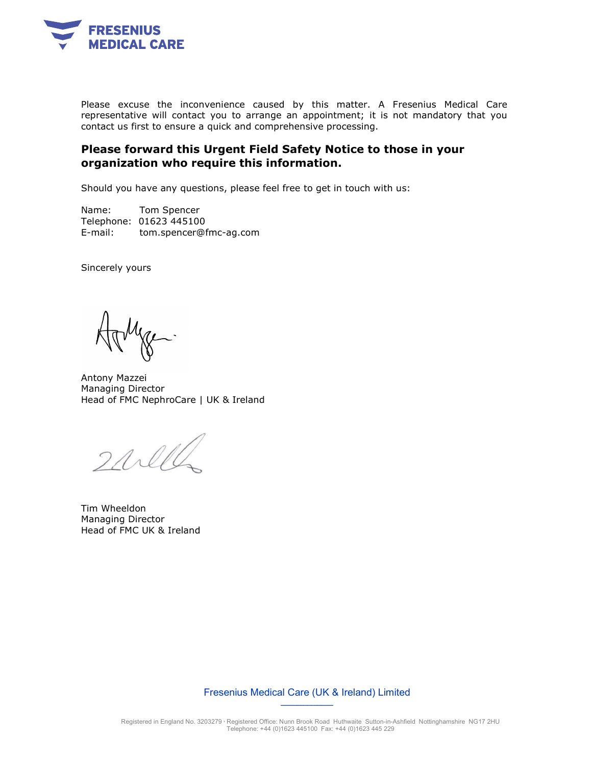Please excuse the inconvenience caused by this matter. A Fresenius Medical Care representative will contact you to arrange an appointment; it is not mandatory that you contact us first to ensure a quick and comprehensive processing.

**Please forward this Urgent Field Safety Notice to those in your organization who require this information.**

Should you have any questions, please feel free to get in touch with us:

Name: Tom Spencer
Telephone: 01623 445100
E-mail: tom.spencer@fmc-ag.com

Sincerely yours

Antony Mazzei
Managing Director
Head of FMC NephroCare | UK & Ireland

Tim Wheeldon
Managing Director
Head of FMC UK & Ireland

Fresenius Medical Care (UK & Ireland) Limited

Registered in England No. 3203279 · Registered Office: Nunn Brook Road Huthwaite Sutton-in-Ashfield Nottinghamshire NG17 2HU
Telephone: +44 (0)1623 445100 Fax: +44 (0)1623 445 229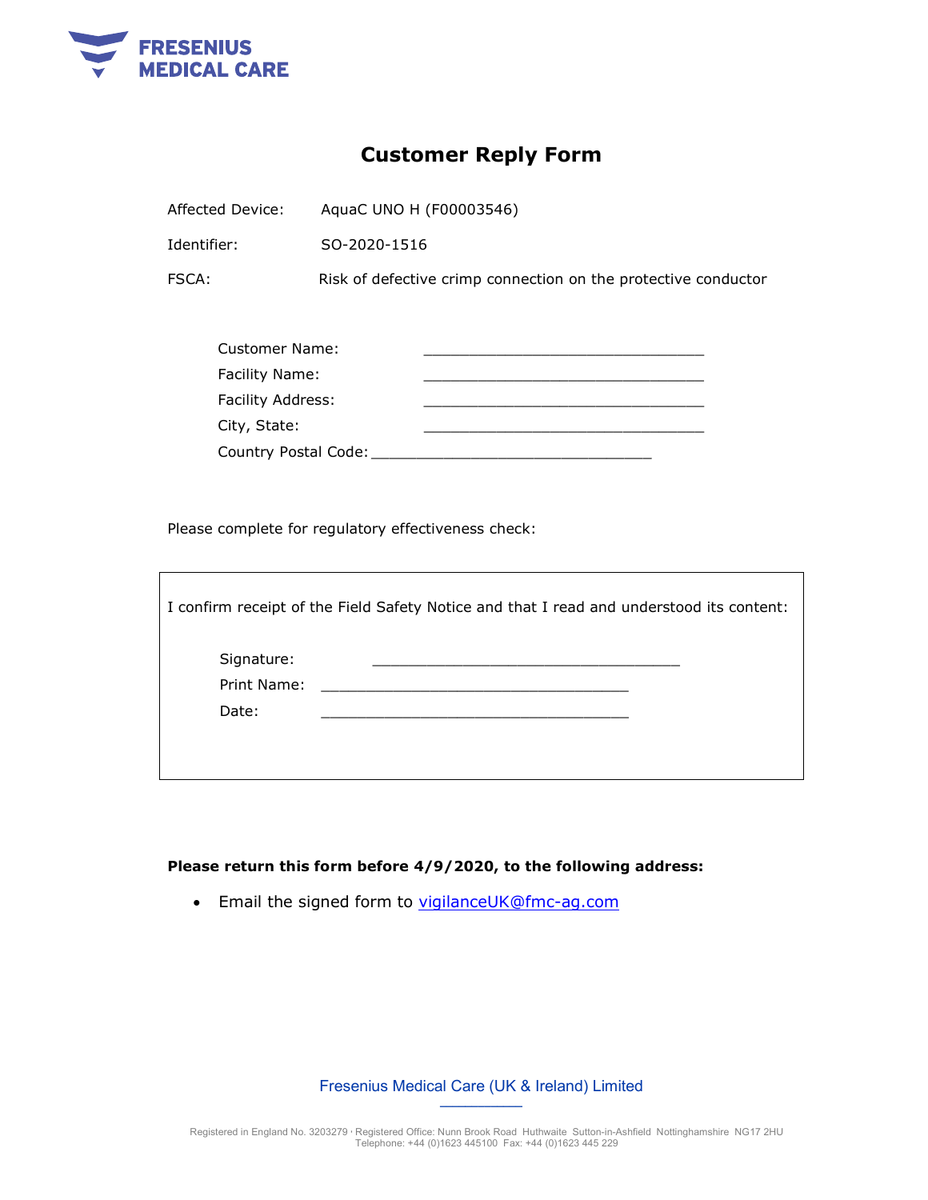FRESENIUS MEDICAL CARE

# Customer Reply Form

Affected Device: AquaC UNO H (F00003546)

Identifier: SO-2020-1516

FSCA: Risk of defective crimp connection on the protective conductor

Customer Name: ________________________________

Facility Name: ________________________________

Facility Address: ________________________________

City, State: ________________________________

Country Postal Code: ________________________________

Please complete for regulatory effectiveness check:

I confirm receipt of the Field Safety Notice and that I read and understood its content:

Signature: ___________________________________

Print Name: ___________________________________

Date: ___________________________________

**Please return this form before 4/9/2020, to the following address:**

- Email the signed form to vigilanceUK@fmc-ag.com

Fresenius Medical Care (UK & Ireland) Limited

Registered in England No. 3203279 · Registered Office: Nunn Brook Road Huthwaite Sutton-in-Ashfield Nottinghamshire NG17 2HU
Telephone: +44 (0)1623 445100 Fax: +44 (0)1623 445 229